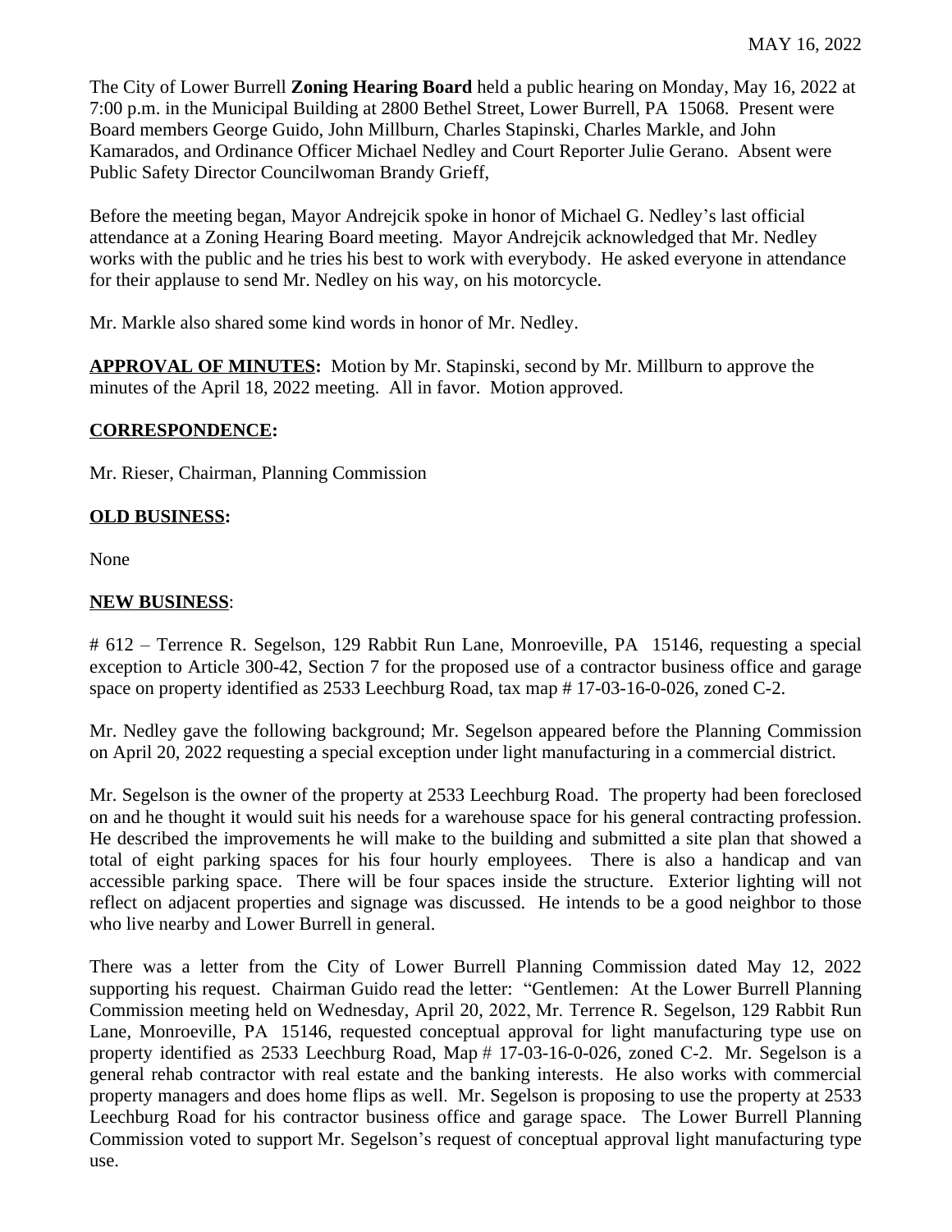MAY 16, 2022

The City of Lower Burrell **Zoning Hearing Board** held a public hearing on Monday, May 16, 2022 at 7:00 p.m. in the Municipal Building at 2800 Bethel Street, Lower Burrell, PA 15068. Present were Board members George Guido, John Millburn, Charles Stapinski, Charles Markle, and John Kamarados, and Ordinance Officer Michael Nedley and Court Reporter Julie Gerano. Absent were Public Safety Director Councilwoman Brandy Grieff,

Before the meeting began, Mayor Andrejcik spoke in honor of Michael G. Nedley's last official attendance at a Zoning Hearing Board meeting. Mayor Andrejcik acknowledged that Mr. Nedley works with the public and he tries his best to work with everybody. He asked everyone in attendance for their applause to send Mr. Nedley on his way, on his motorcycle.

Mr. Markle also shared some kind words in honor of Mr. Nedley.

**APPROVAL OF MINUTES:** Motion by Mr. Stapinski, second by Mr. Millburn to approve the minutes of the April 18, 2022 meeting. All in favor. Motion approved.

**CORRESPONDENCE:**

Mr. Rieser, Chairman, Planning Commission

**OLD BUSINESS:**

None

**NEW BUSINESS**:

# 612 – Terrence R. Segelson, 129 Rabbit Run Lane, Monroeville, PA 15146, requesting a special exception to Article 300-42, Section 7 for the proposed use of a contractor business office and garage space on property identified as 2533 Leechburg Road, tax map # 17-03-16-0-026, zoned C-2.

Mr. Nedley gave the following background; Mr. Segelson appeared before the Planning Commission on April 20, 2022 requesting a special exception under light manufacturing in a commercial district.

Mr. Segelson is the owner of the property at 2533 Leechburg Road. The property had been foreclosed on and he thought it would suit his needs for a warehouse space for his general contracting profession. He described the improvements he will make to the building and submitted a site plan that showed a total of eight parking spaces for his four hourly employees. There is also a handicap and van accessible parking space. There will be four spaces inside the structure. Exterior lighting will not reflect on adjacent properties and signage was discussed. He intends to be a good neighbor to those who live nearby and Lower Burrell in general.

There was a letter from the City of Lower Burrell Planning Commission dated May 12, 2022 supporting his request. Chairman Guido read the letter: "Gentlemen: At the Lower Burrell Planning Commission meeting held on Wednesday, April 20, 2022, Mr. Terrence R. Segelson, 129 Rabbit Run Lane, Monroeville, PA 15146, requested conceptual approval for light manufacturing type use on property identified as 2533 Leechburg Road, Map # 17-03-16-0-026, zoned C-2. Mr. Segelson is a general rehab contractor with real estate and the banking interests. He also works with commercial property managers and does home flips as well. Mr. Segelson is proposing to use the property at 2533 Leechburg Road for his contractor business office and garage space. The Lower Burrell Planning Commission voted to support Mr. Segelson's request of conceptual approval light manufacturing type use.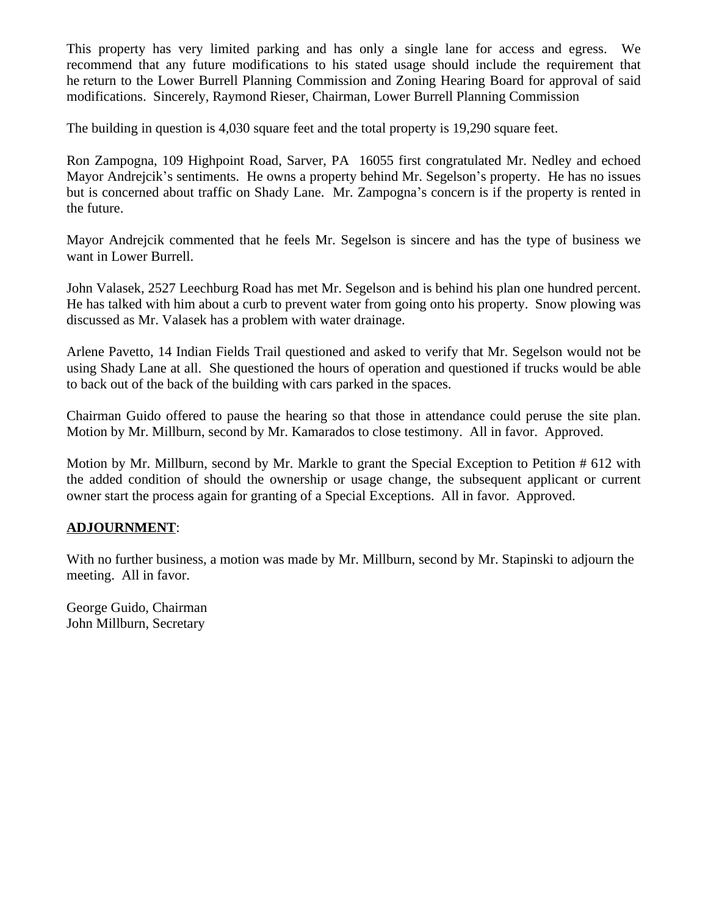This property has very limited parking and has only a single lane for access and egress. We recommend that any future modifications to his stated usage should include the requirement that he return to the Lower Burrell Planning Commission and Zoning Hearing Board for approval of said modifications. Sincerely, Raymond Rieser, Chairman, Lower Burrell Planning Commission

The building in question is 4,030 square feet and the total property is 19,290 square feet.

Ron Zampogna, 109 Highpoint Road, Sarver, PA 16055 first congratulated Mr. Nedley and echoed Mayor Andrejcik's sentiments. He owns a property behind Mr. Segelson's property. He has no issues but is concerned about traffic on Shady Lane. Mr. Zampogna's concern is if the property is rented in the future.

Mayor Andrejcik commented that he feels Mr. Segelson is sincere and has the type of business we want in Lower Burrell.

John Valasek, 2527 Leechburg Road has met Mr. Segelson and is behind his plan one hundred percent. He has talked with him about a curb to prevent water from going onto his property. Snow plowing was discussed as Mr. Valasek has a problem with water drainage.

Arlene Pavetto, 14 Indian Fields Trail questioned and asked to verify that Mr. Segelson would not be using Shady Lane at all. She questioned the hours of operation and questioned if trucks would be able to back out of the back of the building with cars parked in the spaces.

Chairman Guido offered to pause the hearing so that those in attendance could peruse the site plan. Motion by Mr. Millburn, second by Mr. Kamarados to close testimony. All in favor. Approved.

Motion by Mr. Millburn, second by Mr. Markle to grant the Special Exception to Petition # 612 with the added condition of should the ownership or usage change, the subsequent applicant or current owner start the process again for granting of a Special Exceptions. All in favor. Approved.

**ADJOURNMENT**:

With no further business, a motion was made by Mr. Millburn, second by Mr. Stapinski to adjourn the meeting. All in favor.

George Guido, Chairman
John Millburn, Secretary